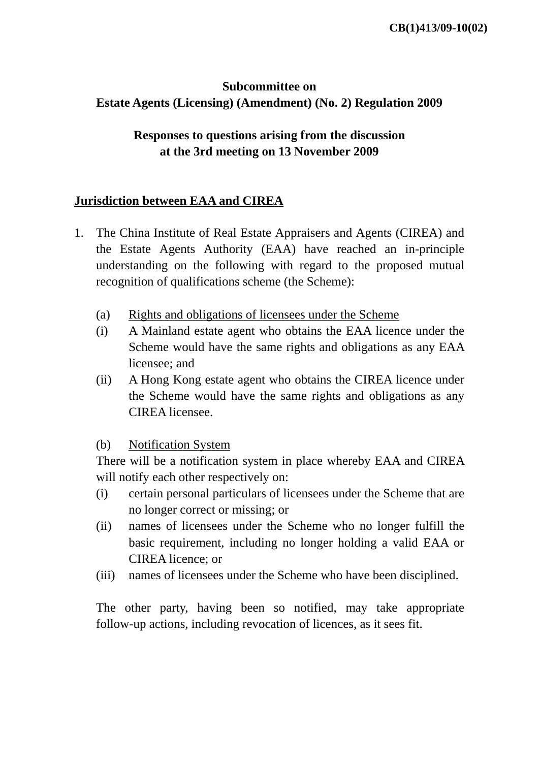**CB(1)413/09-10(02)**

# Subcommittee on Estate Agents (Licensing) (Amendment) (No. 2) Regulation 2009

## Responses to questions arising from the discussion at the 3rd meeting on 13 November 2009

**<u>Jurisdiction between EAA and CIREA</u>**

1. The China Institute of Real Estate Appraisers and Agents (CIREA) and the Estate Agents Authority (EAA) have reached an in-principle understanding on the following with regard to the proposed mutual recognition of qualifications scheme (the Scheme):

   (a) <u>Rights and obligations of licensees under the Scheme</u>

   (i) A Mainland estate agent who obtains the EAA licence under the Scheme would have the same rights and obligations as any EAA licensee; and

   (ii) A Hong Kong estate agent who obtains the CIREA licence under the Scheme would have the same rights and obligations as any CIREA licensee.

   (b) <u>Notification System</u>

   There will be a notification system in place whereby EAA and CIREA will notify each other respectively on:

   (i) certain personal particulars of licensees under the Scheme that are no longer correct or missing; or

   (ii) names of licensees under the Scheme who no longer fulfill the basic requirement, including no longer holding a valid EAA or CIREA licence; or

   (iii) names of licensees under the Scheme who have been disciplined.

   The other party, having been so notified, may take appropriate follow-up actions, including revocation of licences, as it sees fit.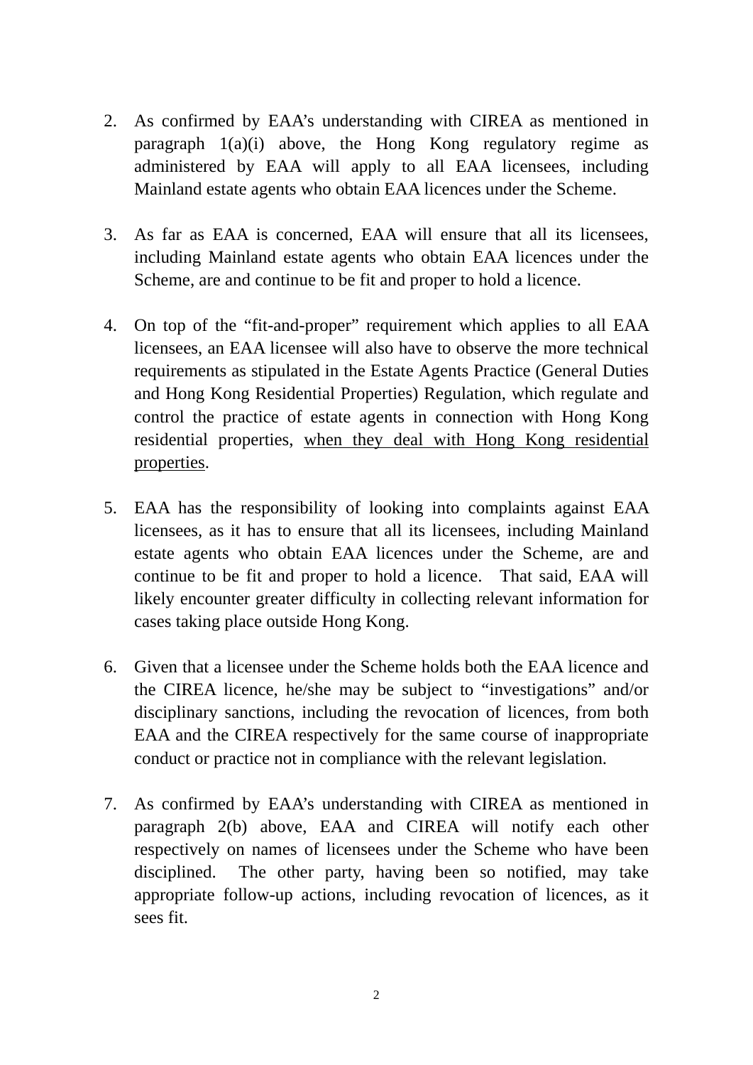2. As confirmed by EAA's understanding with CIREA as mentioned in paragraph 1(a)(i) above, the Hong Kong regulatory regime as administered by EAA will apply to all EAA licensees, including Mainland estate agents who obtain EAA licences under the Scheme.

3. As far as EAA is concerned, EAA will ensure that all its licensees, including Mainland estate agents who obtain EAA licences under the Scheme, are and continue to be fit and proper to hold a licence.

4. On top of the "fit-and-proper" requirement which applies to all EAA licensees, an EAA licensee will also have to observe the more technical requirements as stipulated in the Estate Agents Practice (General Duties and Hong Kong Residential Properties) Regulation, which regulate and control the practice of estate agents in connection with Hong Kong residential properties, <u>when they deal with Hong Kong residential properties</u>.

5. EAA has the responsibility of looking into complaints against EAA licensees, as it has to ensure that all its licensees, including Mainland estate agents who obtain EAA licences under the Scheme, are and continue to be fit and proper to hold a licence. That said, EAA will likely encounter greater difficulty in collecting relevant information for cases taking place outside Hong Kong.

6. Given that a licensee under the Scheme holds both the EAA licence and the CIREA licence, he/she may be subject to "investigations" and/or disciplinary sanctions, including the revocation of licences, from both EAA and the CIREA respectively for the same course of inappropriate conduct or practice not in compliance with the relevant legislation.

7. As confirmed by EAA's understanding with CIREA as mentioned in paragraph 2(b) above, EAA and CIREA will notify each other respectively on names of licensees under the Scheme who have been disciplined. The other party, having been so notified, may take appropriate follow-up actions, including revocation of licences, as it sees fit.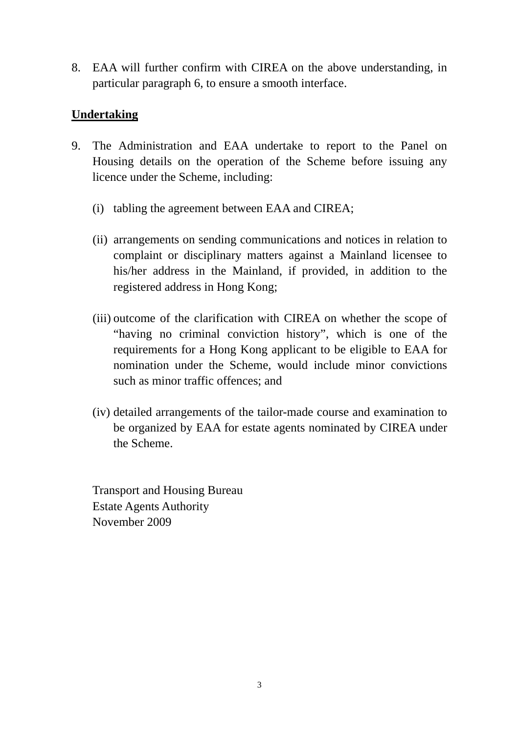8. EAA will further confirm with CIREA on the above understanding, in particular paragraph 6, to ensure a smooth interface.

**Undertaking**

9. The Administration and EAA undertake to report to the Panel on Housing details on the operation of the Scheme before issuing any licence under the Scheme, including:

   (i) tabling the agreement between EAA and CIREA;

   (ii) arrangements on sending communications and notices in relation to complaint or disciplinary matters against a Mainland licensee to his/her address in the Mainland, if provided, in addition to the registered address in Hong Kong;

   (iii) outcome of the clarification with CIREA on whether the scope of "having no criminal conviction history", which is one of the requirements for a Hong Kong applicant to be eligible to EAA for nomination under the Scheme, would include minor convictions such as minor traffic offences; and

   (iv) detailed arrangements of the tailor-made course and examination to be organized by EAA for estate agents nominated by CIREA under the Scheme.

Transport and Housing Bureau
Estate Agents Authority
November 2009